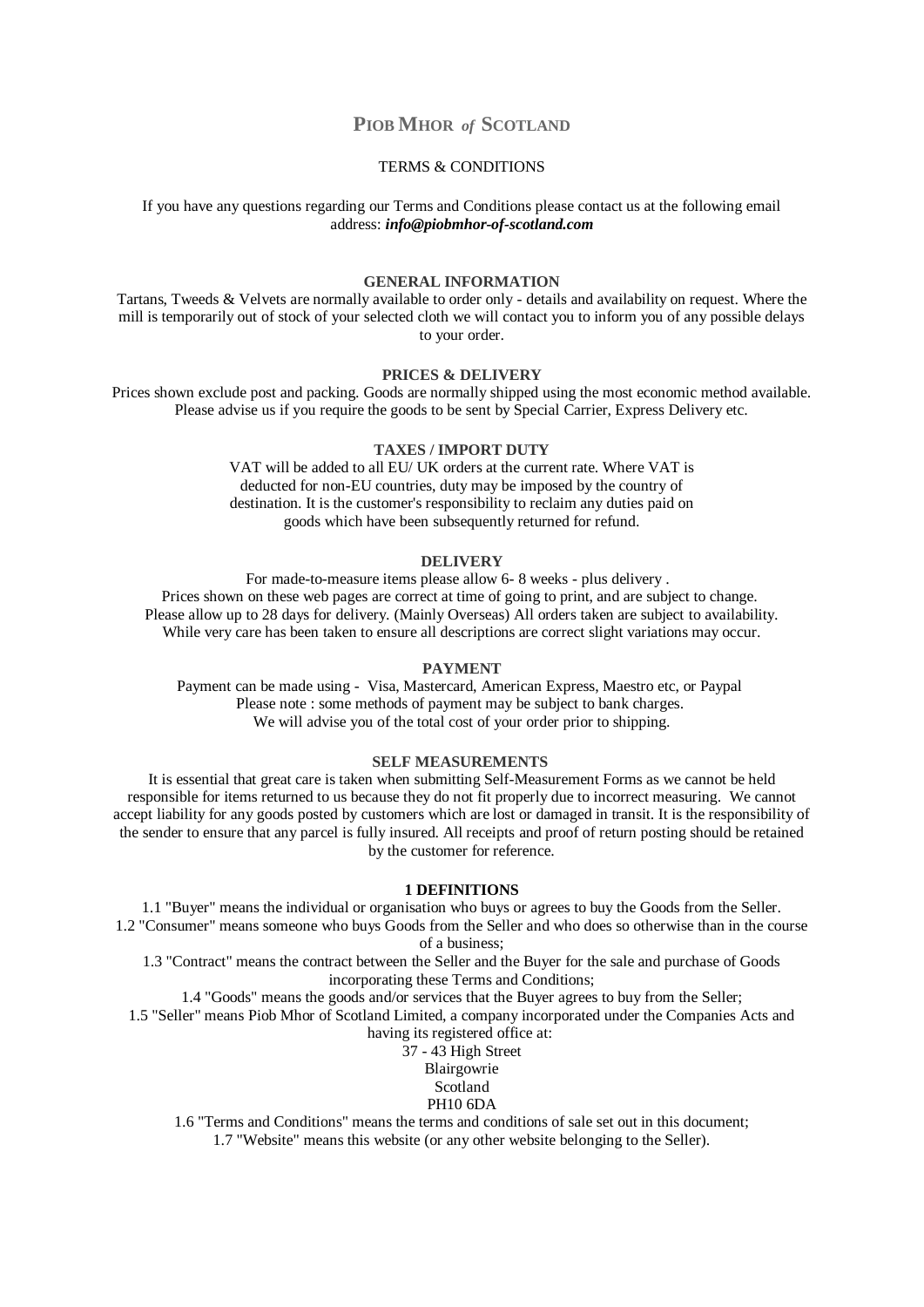# PIOB MHOR *of* SCOTLAND

TERMS & CONDITIONS

If you have any questions regarding our Terms and Conditions please contact us at the following email address: ***info@piobmhor-of-scotland.com***

### GENERAL INFORMATION

Tartans, Tweeds & Velvets are normally available to order only - details and availability on request. Where the mill is temporarily out of stock of your selected cloth we will contact you to inform you of any possible delays to your order.

### PRICES & DELIVERY

Prices shown exclude post and packing. Goods are normally shipped using the most economic method available. Please advise us if you require the goods to be sent by Special Carrier, Express Delivery etc.

### TAXES / IMPORT DUTY

VAT will be added to all EU/ UK orders at the current rate. Where VAT is deducted for non-EU countries, duty may be imposed by the country of destination. It is the customer's responsibility to reclaim any duties paid on goods which have been subsequently returned for refund.

### DELIVERY

For made-to-measure items please allow 6- 8 weeks - plus delivery .
Prices shown on these web pages are correct at time of going to print, and are subject to change.
Please allow up to 28 days for delivery. (Mainly Overseas) All orders taken are subject to availability.
While very care has been taken to ensure all descriptions are correct slight variations may occur.

### PAYMENT

Payment can be made using - Visa, Mastercard, American Express, Maestro etc, or Paypal
Please note : some methods of payment may be subject to bank charges.
We will advise you of the total cost of your order prior to shipping.

### SELF MEASUREMENTS

It is essential that great care is taken when submitting Self-Measurement Forms as we cannot be held responsible for items returned to us because they do not fit properly due to incorrect measuring. We cannot accept liability for any goods posted by customers which are lost or damaged in transit. It is the responsibility of the sender to ensure that any parcel is fully insured. All receipts and proof of return posting should be retained by the customer for reference.

### 1 DEFINITIONS

1.1 "Buyer" means the individual or organisation who buys or agrees to buy the Goods from the Seller.
1.2 "Consumer" means someone who buys Goods from the Seller and who does so otherwise than in the course of a business;
1.3 "Contract" means the contract between the Seller and the Buyer for the sale and purchase of Goods incorporating these Terms and Conditions;
1.4 "Goods" means the goods and/or services that the Buyer agrees to buy from the Seller;
1.5 "Seller" means Piob Mhor of Scotland Limited, a company incorporated under the Companies Acts and having its registered office at:
37 - 43 High Street
Blairgowrie
Scotland
PH10 6DA
1.6 "Terms and Conditions" means the terms and conditions of sale set out in this document;
1.7 "Website" means this website (or any other website belonging to the Seller).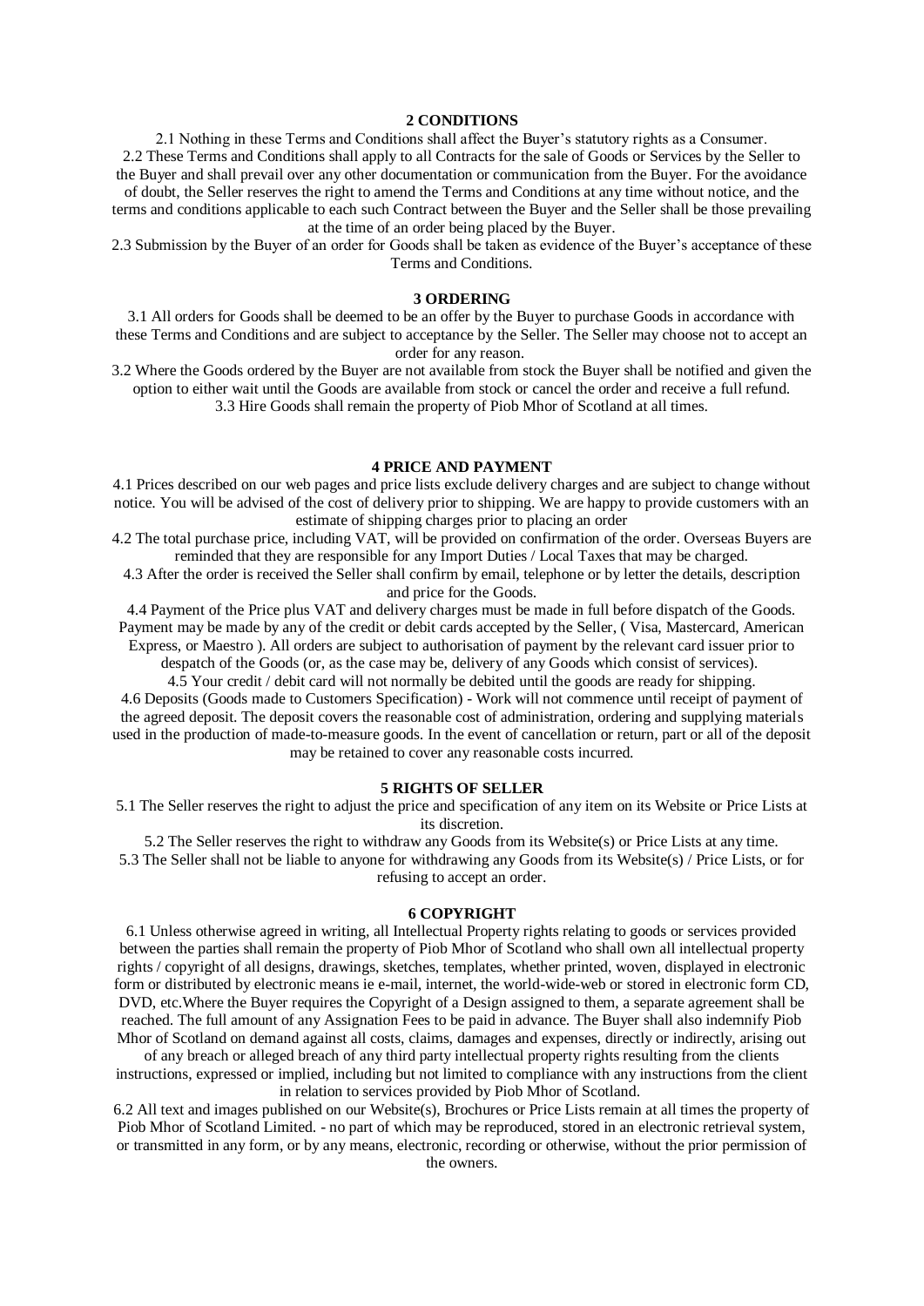## 2 CONDITIONS

2.1 Nothing in these Terms and Conditions shall affect the Buyer's statutory rights as a Consumer.

2.2 These Terms and Conditions shall apply to all Contracts for the sale of Goods or Services by the Seller to the Buyer and shall prevail over any other documentation or communication from the Buyer. For the avoidance of doubt, the Seller reserves the right to amend the Terms and Conditions at any time without notice, and the terms and conditions applicable to each such Contract between the Buyer and the Seller shall be those prevailing at the time of an order being placed by the Buyer.

2.3 Submission by the Buyer of an order for Goods shall be taken as evidence of the Buyer's acceptance of these Terms and Conditions.

## 3 ORDERING

3.1 All orders for Goods shall be deemed to be an offer by the Buyer to purchase Goods in accordance with these Terms and Conditions and are subject to acceptance by the Seller. The Seller may choose not to accept an order for any reason.

3.2 Where the Goods ordered by the Buyer are not available from stock the Buyer shall be notified and given the option to either wait until the Goods are available from stock or cancel the order and receive a full refund.

3.3 Hire Goods shall remain the property of Piob Mhor of Scotland at all times.

## 4 PRICE AND PAYMENT

4.1 Prices described on our web pages and price lists exclude delivery charges and are subject to change without notice. You will be advised of the cost of delivery prior to shipping. We are happy to provide customers with an estimate of shipping charges prior to placing an order

4.2 The total purchase price, including VAT, will be provided on confirmation of the order. Overseas Buyers are reminded that they are responsible for any Import Duties / Local Taxes that may be charged.

4.3 After the order is received the Seller shall confirm by email, telephone or by letter the details, description and price for the Goods.

4.4 Payment of the Price plus VAT and delivery charges must be made in full before dispatch of the Goods. Payment may be made by any of the credit or debit cards accepted by the Seller, ( Visa, Mastercard, American Express, or Maestro ). All orders are subject to authorisation of payment by the relevant card issuer prior to despatch of the Goods (or, as the case may be, delivery of any Goods which consist of services).

4.5 Your credit / debit card will not normally be debited until the goods are ready for shipping.

4.6 Deposits (Goods made to Customers Specification) - Work will not commence until receipt of payment of the agreed deposit. The deposit covers the reasonable cost of administration, ordering and supplying materials used in the production of made-to-measure goods. In the event of cancellation or return, part or all of the deposit may be retained to cover any reasonable costs incurred.

## 5 RIGHTS OF SELLER

5.1 The Seller reserves the right to adjust the price and specification of any item on its Website or Price Lists at its discretion.

5.2 The Seller reserves the right to withdraw any Goods from its Website(s) or Price Lists at any time.

5.3 The Seller shall not be liable to anyone for withdrawing any Goods from its Website(s) / Price Lists, or for refusing to accept an order.

## 6 COPYRIGHT

6.1 Unless otherwise agreed in writing, all Intellectual Property rights relating to goods or services provided between the parties shall remain the property of Piob Mhor of Scotland who shall own all intellectual property rights / copyright of all designs, drawings, sketches, templates, whether printed, woven, displayed in electronic form or distributed by electronic means ie e-mail, internet, the world-wide-web or stored in electronic form CD, DVD, etc.Where the Buyer requires the Copyright of a Design assigned to them, a separate agreement shall be reached. The full amount of any Assignation Fees to be paid in advance. The Buyer shall also indemnify Piob Mhor of Scotland on demand against all costs, claims, damages and expenses, directly or indirectly, arising out of any breach or alleged breach of any third party intellectual property rights resulting from the clients instructions, expressed or implied, including but not limited to compliance with any instructions from the client in relation to services provided by Piob Mhor of Scotland.

6.2 All text and images published on our Website(s), Brochures or Price Lists remain at all times the property of Piob Mhor of Scotland Limited. - no part of which may be reproduced, stored in an electronic retrieval system, or transmitted in any form, or by any means, electronic, recording or otherwise, without the prior permission of the owners.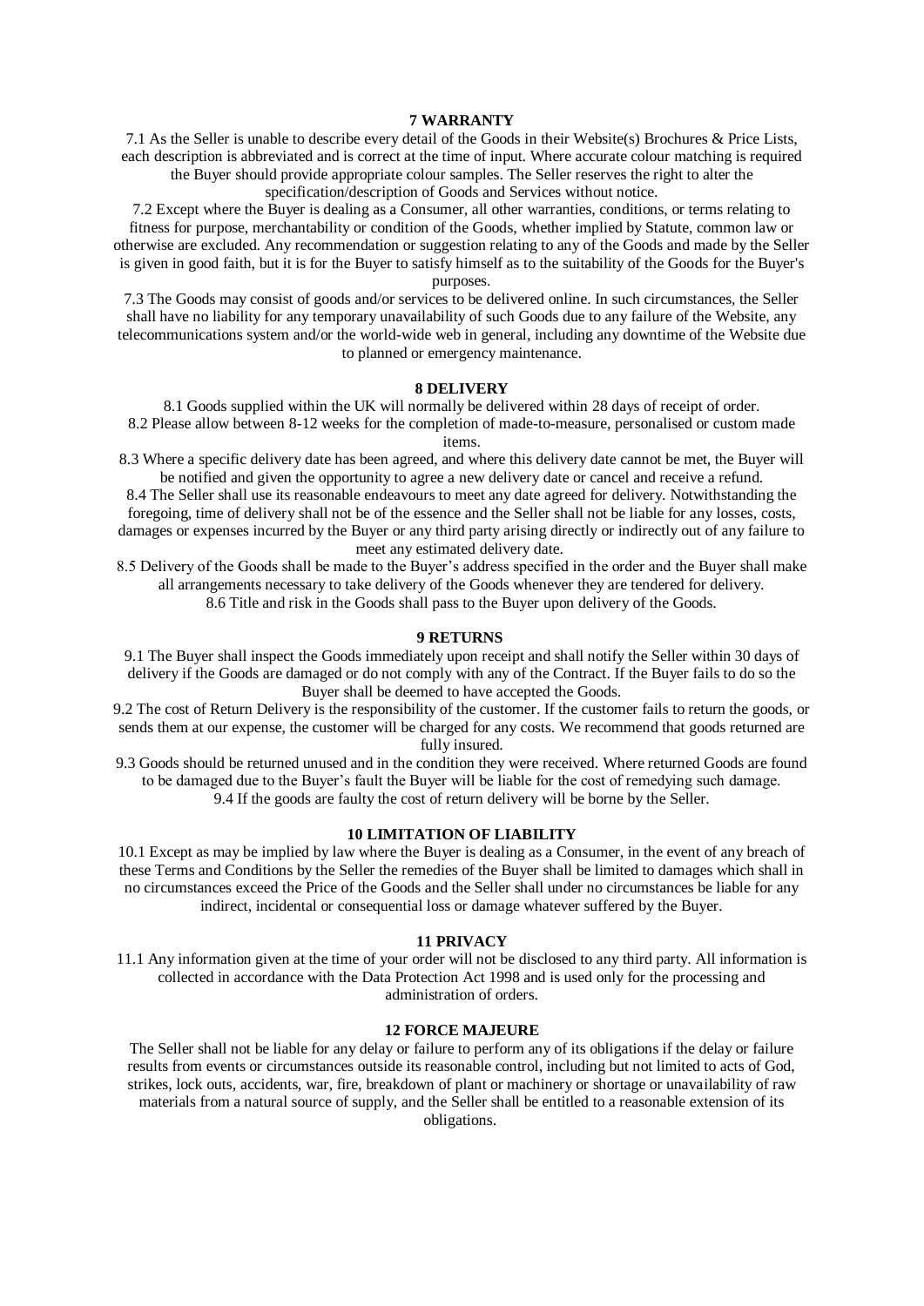## 7 WARRANTY

7.1 As the Seller is unable to describe every detail of the Goods in their Website(s) Brochures & Price Lists, each description is abbreviated and is correct at the time of input. Where accurate colour matching is required the Buyer should provide appropriate colour samples. The Seller reserves the right to alter the specification/description of Goods and Services without notice.

7.2 Except where the Buyer is dealing as a Consumer, all other warranties, conditions, or terms relating to fitness for purpose, merchantability or condition of the Goods, whether implied by Statute, common law or otherwise are excluded. Any recommendation or suggestion relating to any of the Goods and made by the Seller is given in good faith, but it is for the Buyer to satisfy himself as to the suitability of the Goods for the Buyer's purposes.

7.3 The Goods may consist of goods and/or services to be delivered online. In such circumstances, the Seller shall have no liability for any temporary unavailability of such Goods due to any failure of the Website, any telecommunications system and/or the world-wide web in general, including any downtime of the Website due to planned or emergency maintenance.

## 8 DELIVERY

8.1 Goods supplied within the UK will normally be delivered within 28 days of receipt of order.

8.2 Please allow between 8-12 weeks for the completion of made-to-measure, personalised or custom made items.

8.3 Where a specific delivery date has been agreed, and where this delivery date cannot be met, the Buyer will be notified and given the opportunity to agree a new delivery date or cancel and receive a refund.

8.4 The Seller shall use its reasonable endeavours to meet any date agreed for delivery. Notwithstanding the foregoing, time of delivery shall not be of the essence and the Seller shall not be liable for any losses, costs, damages or expenses incurred by the Buyer or any third party arising directly or indirectly out of any failure to meet any estimated delivery date.

8.5 Delivery of the Goods shall be made to the Buyer's address specified in the order and the Buyer shall make all arrangements necessary to take delivery of the Goods whenever they are tendered for delivery.

8.6 Title and risk in the Goods shall pass to the Buyer upon delivery of the Goods.

## 9 RETURNS

9.1 The Buyer shall inspect the Goods immediately upon receipt and shall notify the Seller within 30 days of delivery if the Goods are damaged or do not comply with any of the Contract. If the Buyer fails to do so the Buyer shall be deemed to have accepted the Goods.

9.2 The cost of Return Delivery is the responsibility of the customer. If the customer fails to return the goods, or sends them at our expense, the customer will be charged for any costs. We recommend that goods returned are fully insured.

9.3 Goods should be returned unused and in the condition they were received. Where returned Goods are found to be damaged due to the Buyer's fault the Buyer will be liable for the cost of remedying such damage.

9.4 If the goods are faulty the cost of return delivery will be borne by the Seller.

## 10 LIMITATION OF LIABILITY

10.1 Except as may be implied by law where the Buyer is dealing as a Consumer, in the event of any breach of these Terms and Conditions by the Seller the remedies of the Buyer shall be limited to damages which shall in no circumstances exceed the Price of the Goods and the Seller shall under no circumstances be liable for any indirect, incidental or consequential loss or damage whatever suffered by the Buyer.

## 11 PRIVACY

11.1 Any information given at the time of your order will not be disclosed to any third party. All information is collected in accordance with the Data Protection Act 1998 and is used only for the processing and administration of orders.

## 12 FORCE MAJEURE

The Seller shall not be liable for any delay or failure to perform any of its obligations if the delay or failure results from events or circumstances outside its reasonable control, including but not limited to acts of God, strikes, lock outs, accidents, war, fire, breakdown of plant or machinery or shortage or unavailability of raw materials from a natural source of supply, and the Seller shall be entitled to a reasonable extension of its obligations.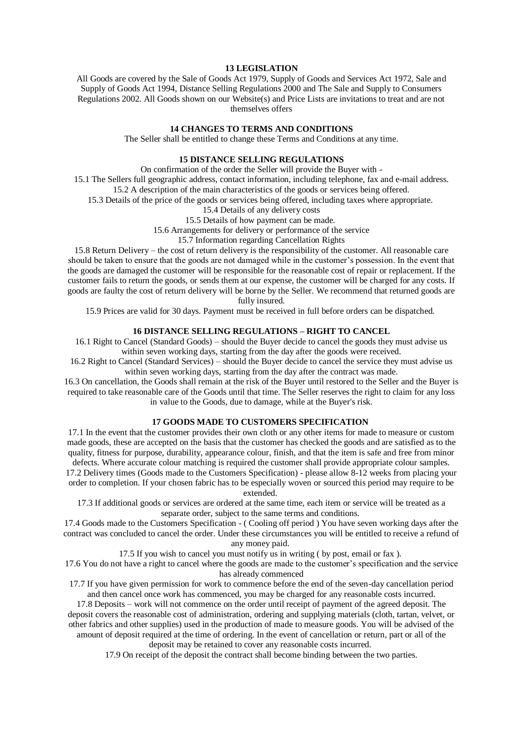## 13 LEGISLATION

All Goods are covered by the Sale of Goods Act 1979, Supply of Goods and Services Act 1972, Sale and Supply of Goods Act 1994, Distance Selling Regulations 2000 and The Sale and Supply to Consumers Regulations 2002. All Goods shown on our Website(s) and Price Lists are invitations to treat and are not themselves offers

## 14 CHANGES TO TERMS AND CONDITIONS

The Seller shall be entitled to change these Terms and Conditions at any time.

## 15 DISTANCE SELLING REGULATIONS

On confirmation of the order the Seller will provide the Buyer with -

15.1 The Sellers full geographic address, contact information, including telephone, fax and e-mail address.

15.2 A description of the main characteristics of the goods or services being offered.

15.3 Details of the price of the goods or services being offered, including taxes where appropriate.

15.4 Details of any delivery costs

15.5 Details of how payment can be made.

15.6 Arrangements for delivery or performance of the service

15.7 Information regarding Cancellation Rights

15.8 Return Delivery – the cost of return delivery is the responsibility of the customer. All reasonable care should be taken to ensure that the goods are not damaged while in the customer's possession. In the event that the goods are damaged the customer will be responsible for the reasonable cost of repair or replacement. If the customer fails to return the goods, or sends them at our expense, the customer will be charged for any costs. If goods are faulty the cost of return delivery will be borne by the Seller. We recommend that returned goods are fully insured.

15.9 Prices are valid for 30 days. Payment must be received in full before orders can be dispatched.

## 16 DISTANCE SELLING REGULATIONS – RIGHT TO CANCEL

16.1 Right to Cancel (Standard Goods) – should the Buyer decide to cancel the goods they must advise us within seven working days, starting from the day after the goods were received.

16.2 Right to Cancel (Standard Services) – should the Buyer decide to cancel the service they must advise us within seven working days, starting from the day after the contract was made.

16.3 On cancellation, the Goods shall remain at the risk of the Buyer until restored to the Seller and the Buyer is required to take reasonable care of the Goods until that time. The Seller reserves the right to claim for any loss in value to the Goods, due to damage, while at the Buyer's risk.

## 17 GOODS MADE TO CUSTOMERS SPECIFICATION

17.1 In the event that the customer provides their own cloth or any other items for made to measure or custom made goods, these are accepted on the basis that the customer has checked the goods and are satisfied as to the quality, fitness for purpose, durability, appearance colour, finish, and that the item is safe and free from minor defects. Where accurate colour matching is required the customer shall provide appropriate colour samples.

17.2 Delivery times (Goods made to the Customers Specification) - please allow 8-12 weeks from placing your order to completion. If your chosen fabric has to be especially woven or sourced this period may require to be extended.

17.3 If additional goods or services are ordered at the same time, each item or service will be treated as a separate order, subject to the same terms and conditions.

17.4 Goods made to the Customers Specification - ( Cooling off period ) You have seven working days after the contract was concluded to cancel the order. Under these circumstances you will be entitled to receive a refund of any money paid.

17.5 If you wish to cancel you must notify us in writing ( by post, email or fax ).

17.6 You do not have a right to cancel where the goods are made to the customer's specification and the service has already commenced

17.7 If you have given permission for work to commence before the end of the seven-day cancellation period and then cancel once work has commenced, you may be charged for any reasonable costs incurred.

17.8 Deposits – work will not commence on the order until receipt of payment of the agreed deposit. The deposit covers the reasonable cost of administration, ordering and supplying materials (cloth, tartan, velvet, or other fabrics and other supplies) used in the production of made to measure goods. You will be advised of the amount of deposit required at the time of ordering. In the event of cancellation or return, part or all of the deposit may be retained to cover any reasonable costs incurred.

17.9 On receipt of the deposit the contract shall become binding between the two parties.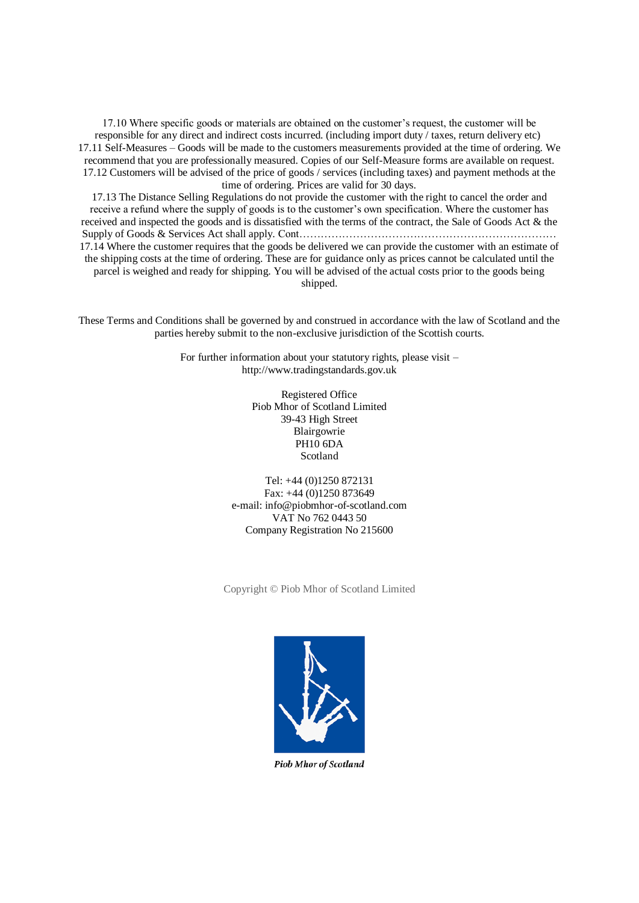17.10 Where specific goods or materials are obtained on the customer's request, the customer will be responsible for any direct and indirect costs incurred. (including import duty / taxes, return delivery etc)

17.11 Self-Measures – Goods will be made to the customers measurements provided at the time of ordering. We recommend that you are professionally measured. Copies of our Self-Measure forms are available on request.

17.12 Customers will be advised of the price of goods / services (including taxes) and payment methods at the time of ordering. Prices are valid for 30 days.

17.13 The Distance Selling Regulations do not provide the customer with the right to cancel the order and receive a refund where the supply of goods is to the customer's own specification. Where the customer has received and inspected the goods and is dissatisfied with the terms of the contract, the Sale of Goods Act & the Supply of Goods & Services Act shall apply. Cont…………………………………………………………………

17.14 Where the customer requires that the goods be delivered we can provide the customer with an estimate of the shipping costs at the time of ordering. These are for guidance only as prices cannot be calculated until the parcel is weighed and ready for shipping. You will be advised of the actual costs prior to the goods being shipped.

These Terms and Conditions shall be governed by and construed in accordance with the law of Scotland and the parties hereby submit to the non-exclusive jurisdiction of the Scottish courts.

For further information about your statutory rights, please visit –
http://www.tradingstandards.gov.uk

Registered Office
Piob Mhor of Scotland Limited
39-43 High Street
Blairgowrie
PH10 6DA
Scotland

Tel: +44 (0)1250 872131
Fax: +44 (0)1250 873649
e-mail: info@piobmhor-of-scotland.com
VAT No 762 0443 50
Company Registration No 215600

Copyright © Piob Mhor of Scotland Limited

*Piob Mhor of Scotland*